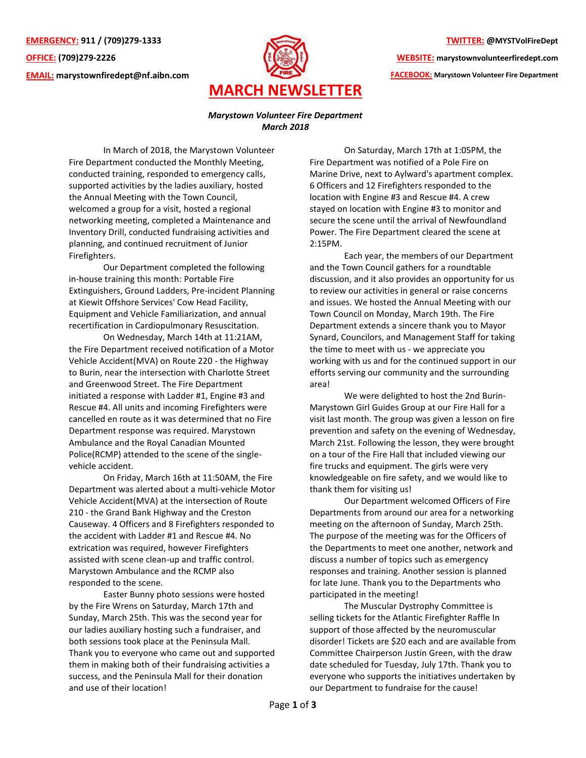**EMERGENCY:** 911 / (709)279-1333

**OFFICE:** (709)279-2226

**EMAIL:** marystownfiredept@nf.aibn.com

**TWITTER:** @MYSTVolFireDept

**WEBSITE:** marystownvolunteerfiredept.com

**FACEBOOK:** Marystown Volunteer Fire Department

# MARCH NEWSLETTER

***Marystown Volunteer Fire Department***
***March 2018***

In March of 2018, the Marystown Volunteer Fire Department conducted the Monthly Meeting, conducted training, responded to emergency calls, supported activities by the ladies auxiliary, hosted the Annual Meeting with the Town Council, welcomed a group for a visit, hosted a regional networking meeting, completed a Maintenance and Inventory Drill, conducted fundraising activities and planning, and continued recruitment of Junior Firefighters.

Our Department completed the following in-house training this month: Portable Fire Extinguishers, Ground Ladders, Pre-incident Planning at Kiewit Offshore Services' Cow Head Facility, Equipment and Vehicle Familiarization, and annual recertification in Cardiopulmonary Resuscitation.

On Wednesday, March 14th at 11:21AM, the Fire Department received notification of a Motor Vehicle Accident(MVA) on Route 220 - the Highway to Burin, near the intersection with Charlotte Street and Greenwood Street. The Fire Department initiated a response with Ladder #1, Engine #3 and Rescue #4. All units and incoming Firefighters were cancelled en route as it was determined that no Fire Department response was required. Marystown Ambulance and the Royal Canadian Mounted Police(RCMP) attended to the scene of the single-vehicle accident.

On Friday, March 16th at 11:50AM, the Fire Department was alerted about a multi-vehicle Motor Vehicle Accident(MVA) at the intersection of Route 210 - the Grand Bank Highway and the Creston Causeway. 4 Officers and 8 Firefighters responded to the accident with Ladder #1 and Rescue #4. No extrication was required, however Firefighters assisted with scene clean-up and traffic control. Marystown Ambulance and the RCMP also responded to the scene.

Easter Bunny photo sessions were hosted by the Fire Wrens on Saturday, March 17th and Sunday, March 25th. This was the second year for our ladies auxiliary hosting such a fundraiser, and both sessions took place at the Peninsula Mall. Thank you to everyone who came out and supported them in making both of their fundraising activities a success, and the Peninsula Mall for their donation and use of their location!

On Saturday, March 17th at 1:05PM, the Fire Department was notified of a Pole Fire on Marine Drive, next to Aylward's apartment complex. 6 Officers and 12 Firefighters responded to the location with Engine #3 and Rescue #4. A crew stayed on location with Engine #3 to monitor and secure the scene until the arrival of Newfoundland Power. The Fire Department cleared the scene at 2:15PM.

Each year, the members of our Department and the Town Council gathers for a roundtable discussion, and it also provides an opportunity for us to review our activities in general or raise concerns and issues. We hosted the Annual Meeting with our Town Council on Monday, March 19th. The Fire Department extends a sincere thank you to Mayor Synard, Councilors, and Management Staff for taking the time to meet with us - we appreciate you working with us and for the continued support in our efforts serving our community and the surrounding area!

We were delighted to host the 2nd Burin-Marystown Girl Guides Group at our Fire Hall for a visit last month. The group was given a lesson on fire prevention and safety on the evening of Wednesday, March 21st. Following the lesson, they were brought on a tour of the Fire Hall that included viewing our fire trucks and equipment. The girls were very knowledgeable on fire safety, and we would like to thank them for visiting us!

Our Department welcomed Officers of Fire Departments from around our area for a networking meeting on the afternoon of Sunday, March 25th. The purpose of the meeting was for the Officers of the Departments to meet one another, network and discuss a number of topics such as emergency responses and training. Another session is planned for late June. Thank you to the Departments who participated in the meeting!

The Muscular Dystrophy Committee is selling tickets for the Atlantic Firefighter Raffle In support of those affected by the neuromuscular disorder! Tickets are $20 each and are available from Committee Chairperson Justin Green, with the draw date scheduled for Tuesday, July 17th. Thank you to everyone who supports the initiatives undertaken by our Department to fundraise for the cause!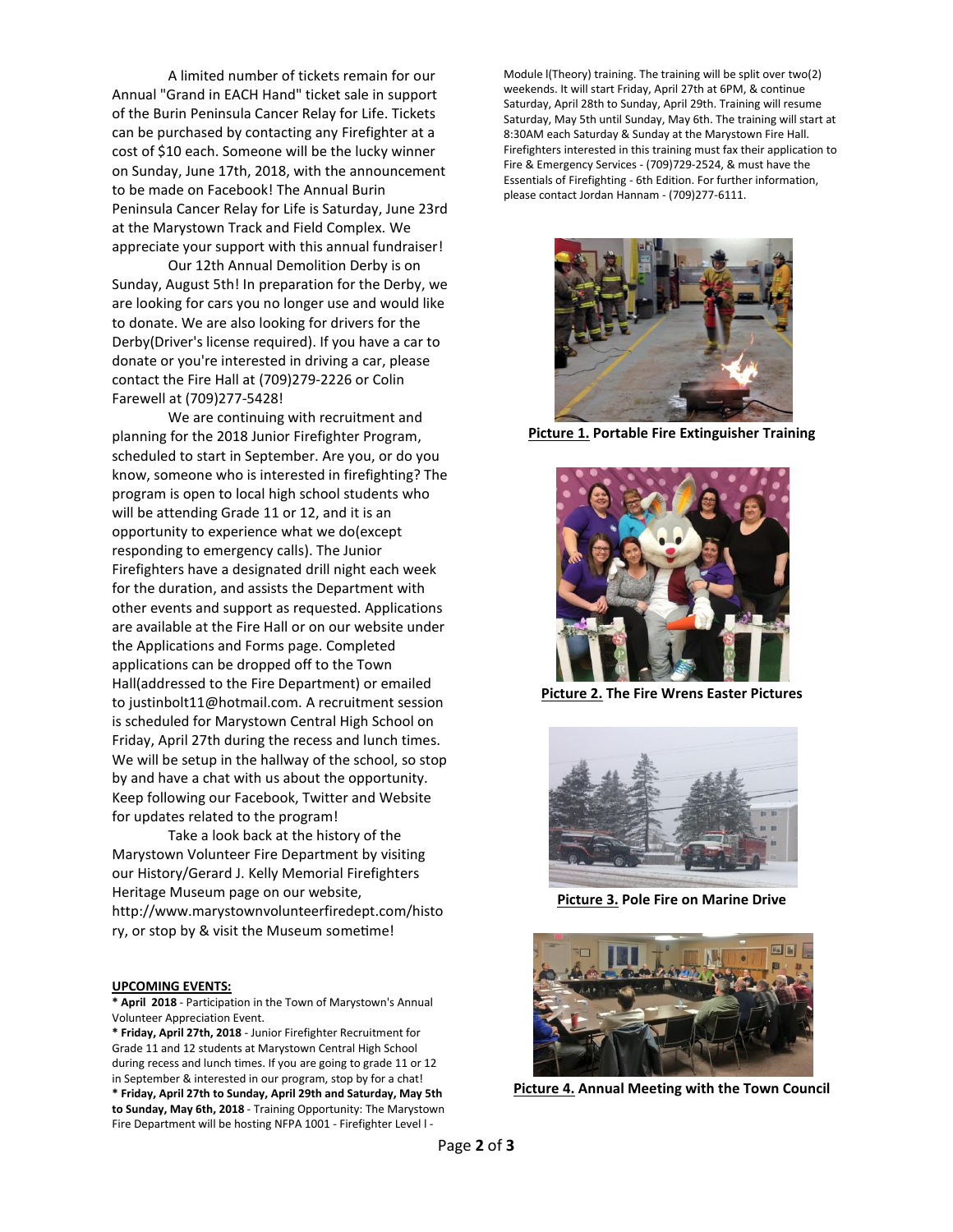A limited number of tickets remain for our Annual "Grand in EACH Hand" ticket sale in support of the Burin Peninsula Cancer Relay for Life. Tickets can be purchased by contacting any Firefighter at a cost of $10 each. Someone will be the lucky winner on Sunday, June 17th, 2018, with the announcement to be made on Facebook! The Annual Burin Peninsula Cancer Relay for Life is Saturday, June 23rd at the Marystown Track and Field Complex. We appreciate your support with this annual fundraiser!

Our 12th Annual Demolition Derby is on Sunday, August 5th! In preparation for the Derby, we are looking for cars you no longer use and would like to donate. We are also looking for drivers for the Derby(Driver's license required). If you have a car to donate or you're interested in driving a car, please contact the Fire Hall at (709)279-2226 or Colin Farewell at (709)277-5428!

We are continuing with recruitment and planning for the 2018 Junior Firefighter Program, scheduled to start in September. Are you, or do you know, someone who is interested in firefighting? The program is open to local high school students who will be attending Grade 11 or 12, and it is an opportunity to experience what we do(except responding to emergency calls). The Junior Firefighters have a designated drill night each week for the duration, and assists the Department with other events and support as requested. Applications are available at the Fire Hall or on our website under the Applications and Forms page. Completed applications can be dropped off to the Town Hall(addressed to the Fire Department) or emailed to justinbolt11@hotmail.com. A recruitment session is scheduled for Marystown Central High School on Friday, April 27th during the recess and lunch times. We will be setup in the hallway of the school, so stop by and have a chat with us about the opportunity. Keep following our Facebook, Twitter and Website for updates related to the program!

Take a look back at the history of the Marystown Volunteer Fire Department by visiting our History/Gerard J. Kelly Memorial Firefighters Heritage Museum page on our website, http://www.marystownvolunteerfiredept.com/history, or stop by & visit the Museum sometime!

**UPCOMING EVENTS:**

* **April 2018** - Participation in the Town of Marystown's Annual Volunteer Appreciation Event.
* **Friday, April 27th, 2018** - Junior Firefighter Recruitment for Grade 11 and 12 students at Marystown Central High School during recess and lunch times. If you are going to grade 11 or 12 in September & interested in our program, stop by for a chat!
* **Friday, April 27th to Sunday, April 29th and Saturday, May 5th to Sunday, May 6th, 2018** - Training Opportunity: The Marystown Fire Department will be hosting NFPA 1001 - Firefighter Level I - Module I(Theory) training. The training will be split over two(2) weekends. It will start Friday, April 27th at 6PM, & continue Saturday, April 28th to Sunday, April 29th. Training will resume Saturday, May 5th until Sunday, May 6th. The training will start at 8:30AM each Saturday & Sunday at the Marystown Fire Hall. Firefighters interested in this training must fax their application to Fire & Emergency Services - (709)729-2524, & must have the Essentials of Firefighting - 6th Edition. For further information, please contact Jordan Hannam - (709)277-6111.

**Picture 1.** Portable Fire Extinguisher Training

**Picture 2.** The Fire Wrens Easter Pictures

**Picture 3.** Pole Fire on Marine Drive

**Picture 4.** Annual Meeting with the Town Council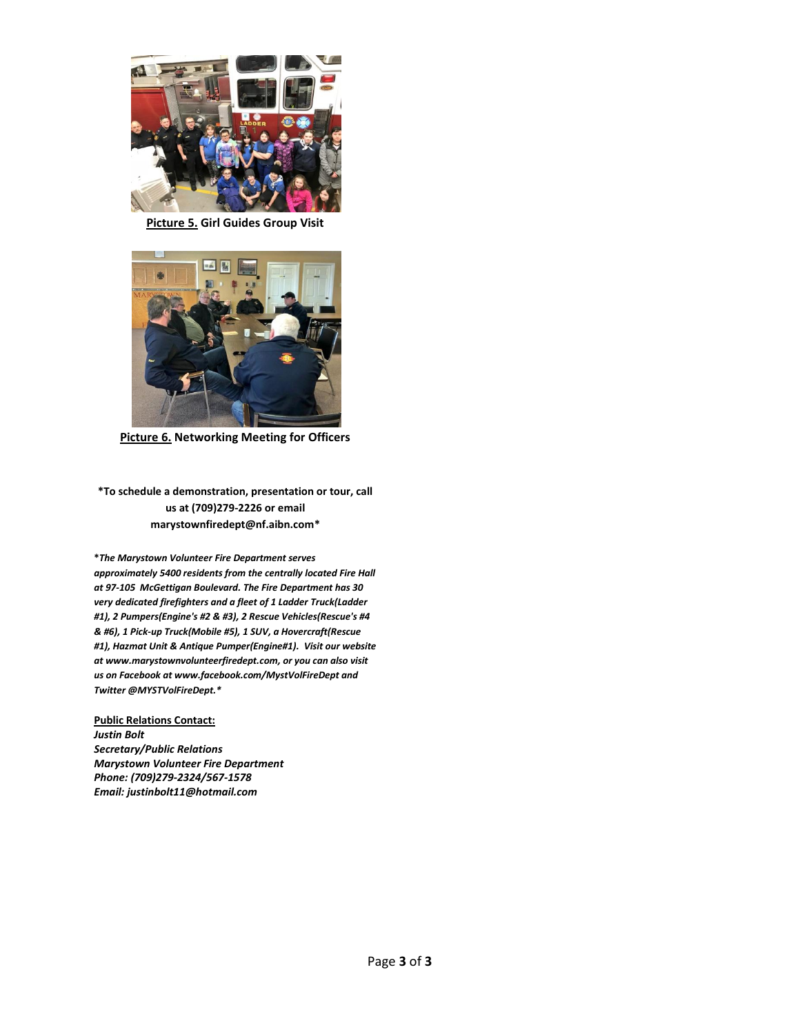**Picture 5.** **Girl Guides Group Visit**

**Picture 6.** **Networking Meeting for Officers**

**\*To schedule a demonstration, presentation or tour, call us at (709)279-2226 or email marystownfiredept@nf.aibn.com\***

***The Marystown Volunteer Fire Department serves approximately 5400 residents from the centrally located Fire Hall at 97-105 McGettigan Boulevard. The Fire Department has 30 very dedicated firefighters and a fleet of 1 Ladder Truck(Ladder #1), 2 Pumpers(Engine's #2 & #3), 2 Rescue Vehicles(Rescue's #4 & #6), 1 Pick-up Truck(Mobile #5), 1 SUV, a Hovercraft(Rescue #1), Hazmat Unit & Antique Pumper(Engine#1). Visit our website at www.marystownvolunteerfiredept.com, or you can also visit us on Facebook at www.facebook.com/MystVolFireDept and Twitter @MYSTVolFireDept.\****

**Public Relations Contact:**
***Justin Bolt***
***Secretary/Public Relations***
***Marystown Volunteer Fire Department***
***Phone: (709)279-2324/567-1578***
***Email: justinbolt11@hotmail.com***